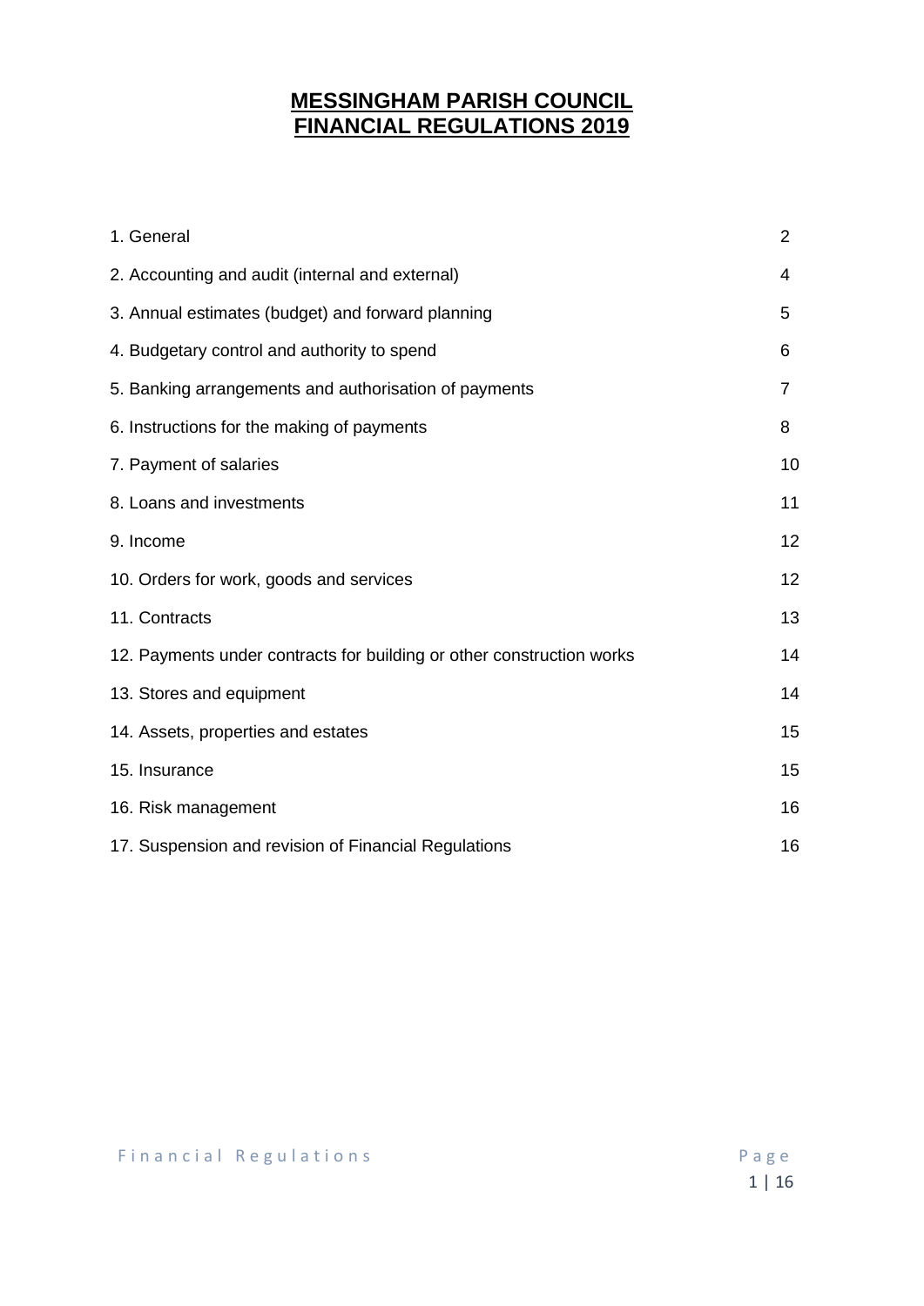# MESSINGHAM PARISH COUNCIL
# FINANCIAL REGULATIONS 2019

| | |
|---|---|
| 1. General | 2 |
| 2. Accounting and audit (internal and external) | 4 |
| 3. Annual estimates (budget) and forward planning | 5 |
| 4. Budgetary control and authority to spend | 6 |
| 5. Banking arrangements and authorisation of payments | 7 |
| 6. Instructions for the making of payments | 8 |
| 7. Payment of salaries | 10 |
| 8. Loans and investments | 11 |
| 9. Income | 12 |
| 10. Orders for work, goods and services | 12 |
| 11. Contracts | 13 |
| 12. Payments under contracts for building or other construction works | 14 |
| 13. Stores and equipment | 14 |
| 14. Assets, properties and estates | 15 |
| 15. Insurance | 15 |
| 16. Risk management | 16 |
| 17. Suspension and revision of Financial Regulations | 16 |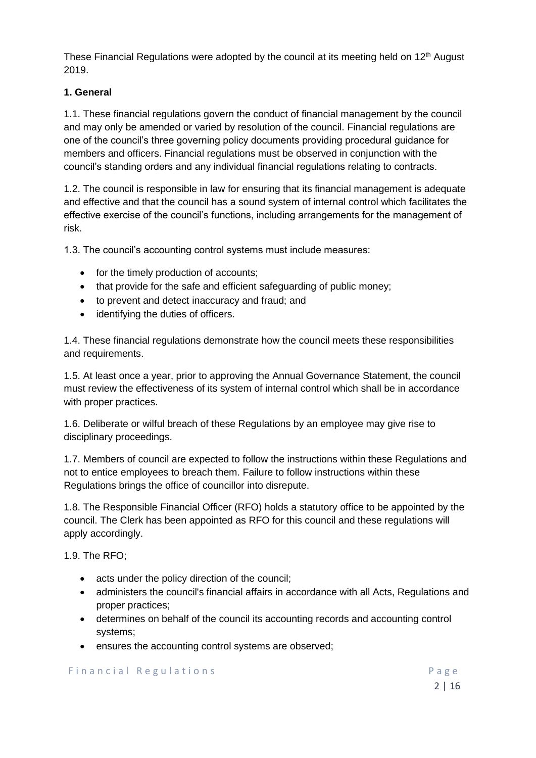These Financial Regulations were adopted by the council at its meeting held on 12th August 2019.

**1. General**

1.1. These financial regulations govern the conduct of financial management by the council and may only be amended or varied by resolution of the council. Financial regulations are one of the council's three governing policy documents providing procedural guidance for members and officers. Financial regulations must be observed in conjunction with the council's standing orders and any individual financial regulations relating to contracts.

1.2. The council is responsible in law for ensuring that its financial management is adequate and effective and that the council has a sound system of internal control which facilitates the effective exercise of the council's functions, including arrangements for the management of risk.

1.3. The council's accounting control systems must include measures:

- for the timely production of accounts;
- that provide for the safe and efficient safeguarding of public money;
- to prevent and detect inaccuracy and fraud; and
- identifying the duties of officers.

1.4. These financial regulations demonstrate how the council meets these responsibilities and requirements.

1.5. At least once a year, prior to approving the Annual Governance Statement, the council must review the effectiveness of its system of internal control which shall be in accordance with proper practices.

1.6. Deliberate or wilful breach of these Regulations by an employee may give rise to disciplinary proceedings.

1.7. Members of council are expected to follow the instructions within these Regulations and not to entice employees to breach them. Failure to follow instructions within these Regulations brings the office of councillor into disrepute.

1.8. The Responsible Financial Officer (RFO) holds a statutory office to be appointed by the council. The Clerk has been appointed as RFO for this council and these regulations will apply accordingly.

1.9. The RFO;

- acts under the policy direction of the council;
- administers the council's financial affairs in accordance with all Acts, Regulations and proper practices;
- determines on behalf of the council its accounting records and accounting control systems;
- ensures the accounting control systems are observed;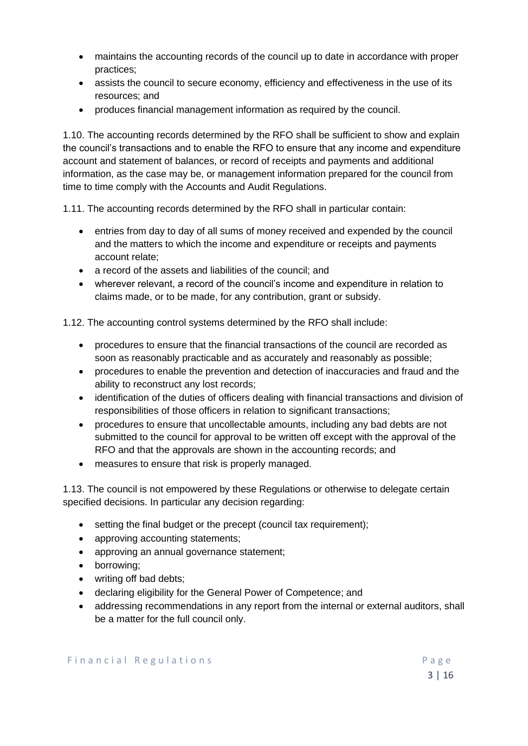- maintains the accounting records of the council up to date in accordance with proper practices;
- assists the council to secure economy, efficiency and effectiveness in the use of its resources; and
- produces financial management information as required by the council.

1.10. The accounting records determined by the RFO shall be sufficient to show and explain the council's transactions and to enable the RFO to ensure that any income and expenditure account and statement of balances, or record of receipts and payments and additional information, as the case may be, or management information prepared for the council from time to time comply with the Accounts and Audit Regulations.

1.11. The accounting records determined by the RFO shall in particular contain:

- entries from day to day of all sums of money received and expended by the council and the matters to which the income and expenditure or receipts and payments account relate;
- a record of the assets and liabilities of the council; and
- wherever relevant, a record of the council's income and expenditure in relation to claims made, or to be made, for any contribution, grant or subsidy.

1.12. The accounting control systems determined by the RFO shall include:

- procedures to ensure that the financial transactions of the council are recorded as soon as reasonably practicable and as accurately and reasonably as possible;
- procedures to enable the prevention and detection of inaccuracies and fraud and the ability to reconstruct any lost records;
- identification of the duties of officers dealing with financial transactions and division of responsibilities of those officers in relation to significant transactions;
- procedures to ensure that uncollectable amounts, including any bad debts are not submitted to the council for approval to be written off except with the approval of the RFO and that the approvals are shown in the accounting records; and
- measures to ensure that risk is properly managed.

1.13. The council is not empowered by these Regulations or otherwise to delegate certain specified decisions. In particular any decision regarding:

- setting the final budget or the precept (council tax requirement);
- approving accounting statements;
- approving an annual governance statement;
- borrowing;
- writing off bad debts;
- declaring eligibility for the General Power of Competence; and
- addressing recommendations in any report from the internal or external auditors, shall be a matter for the full council only.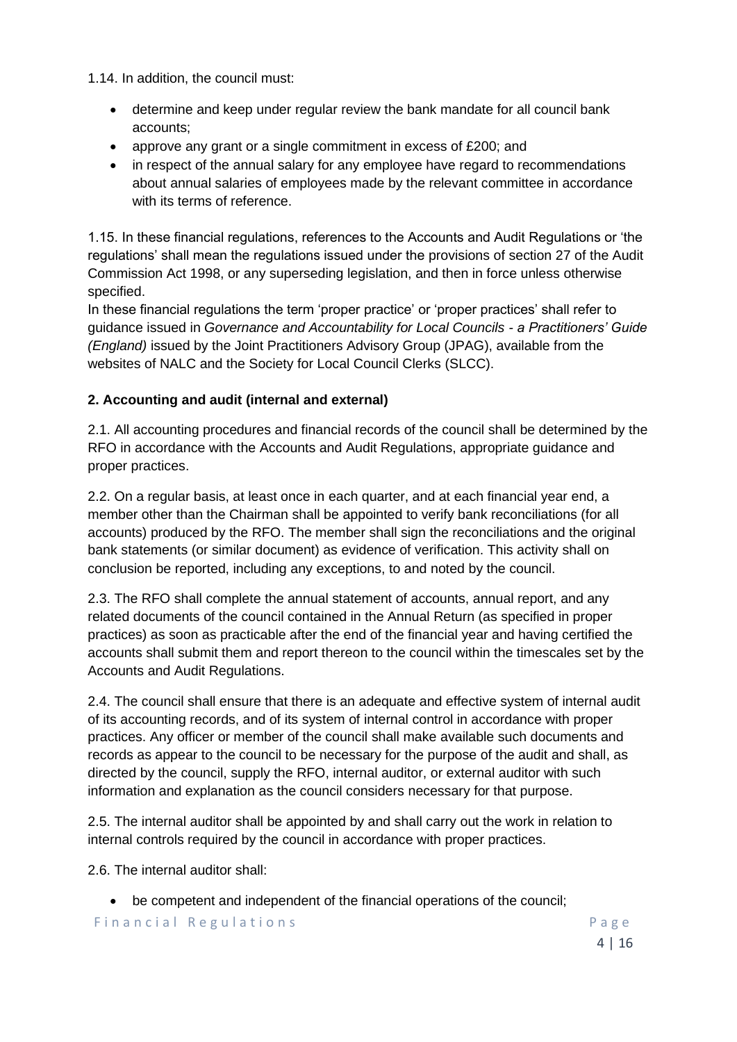1.14. In addition, the council must:

- determine and keep under regular review the bank mandate for all council bank accounts;
- approve any grant or a single commitment in excess of £200; and
- in respect of the annual salary for any employee have regard to recommendations about annual salaries of employees made by the relevant committee in accordance with its terms of reference.

1.15. In these financial regulations, references to the Accounts and Audit Regulations or 'the regulations' shall mean the regulations issued under the provisions of section 27 of the Audit Commission Act 1998, or any superseding legislation, and then in force unless otherwise specified.
In these financial regulations the term 'proper practice' or 'proper practices' shall refer to guidance issued in *Governance and Accountability for Local Councils - a Practitioners' Guide (England)* issued by the Joint Practitioners Advisory Group (JPAG), available from the websites of NALC and the Society for Local Council Clerks (SLCC).

**2. Accounting and audit (internal and external)**

2.1. All accounting procedures and financial records of the council shall be determined by the RFO in accordance with the Accounts and Audit Regulations, appropriate guidance and proper practices.

2.2. On a regular basis, at least once in each quarter, and at each financial year end, a member other than the Chairman shall be appointed to verify bank reconciliations (for all accounts) produced by the RFO. The member shall sign the reconciliations and the original bank statements (or similar document) as evidence of verification. This activity shall on conclusion be reported, including any exceptions, to and noted by the council.

2.3. The RFO shall complete the annual statement of accounts, annual report, and any related documents of the council contained in the Annual Return (as specified in proper practices) as soon as practicable after the end of the financial year and having certified the accounts shall submit them and report thereon to the council within the timescales set by the Accounts and Audit Regulations.

2.4. The council shall ensure that there is an adequate and effective system of internal audit of its accounting records, and of its system of internal control in accordance with proper practices. Any officer or member of the council shall make available such documents and records as appear to the council to be necessary for the purpose of the audit and shall, as directed by the council, supply the RFO, internal auditor, or external auditor with such information and explanation as the council considers necessary for that purpose.

2.5. The internal auditor shall be appointed by and shall carry out the work in relation to internal controls required by the council in accordance with proper practices.

2.6. The internal auditor shall:

- be competent and independent of the financial operations of the council;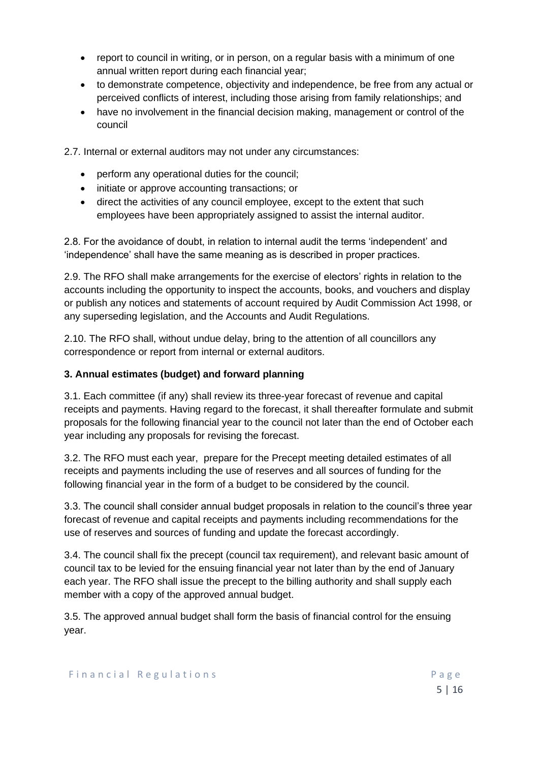- report to council in writing, or in person, on a regular basis with a minimum of one annual written report during each financial year;
- to demonstrate competence, objectivity and independence, be free from any actual or perceived conflicts of interest, including those arising from family relationships; and
- have no involvement in the financial decision making, management or control of the council

2.7. Internal or external auditors may not under any circumstances:

- perform any operational duties for the council;
- initiate or approve accounting transactions; or
- direct the activities of any council employee, except to the extent that such employees have been appropriately assigned to assist the internal auditor.

2.8. For the avoidance of doubt, in relation to internal audit the terms 'independent' and 'independence' shall have the same meaning as is described in proper practices.

2.9. The RFO shall make arrangements for the exercise of electors' rights in relation to the accounts including the opportunity to inspect the accounts, books, and vouchers and display or publish any notices and statements of account required by Audit Commission Act 1998, or any superseding legislation, and the Accounts and Audit Regulations.

2.10. The RFO shall, without undue delay, bring to the attention of all councillors any correspondence or report from internal or external auditors.

**3. Annual estimates (budget) and forward planning**

3.1. Each committee (if any) shall review its three-year forecast of revenue and capital receipts and payments. Having regard to the forecast, it shall thereafter formulate and submit proposals for the following financial year to the council not later than the end of October each year including any proposals for revising the forecast.

3.2. The RFO must each year, prepare for the Precept meeting detailed estimates of all receipts and payments including the use of reserves and all sources of funding for the following financial year in the form of a budget to be considered by the council.

3.3. The council shall consider annual budget proposals in relation to the council's three year forecast of revenue and capital receipts and payments including recommendations for the use of reserves and sources of funding and update the forecast accordingly.

3.4. The council shall fix the precept (council tax requirement), and relevant basic amount of council tax to be levied for the ensuing financial year not later than by the end of January each year. The RFO shall issue the precept to the billing authority and shall supply each member with a copy of the approved annual budget.

3.5. The approved annual budget shall form the basis of financial control for the ensuing year.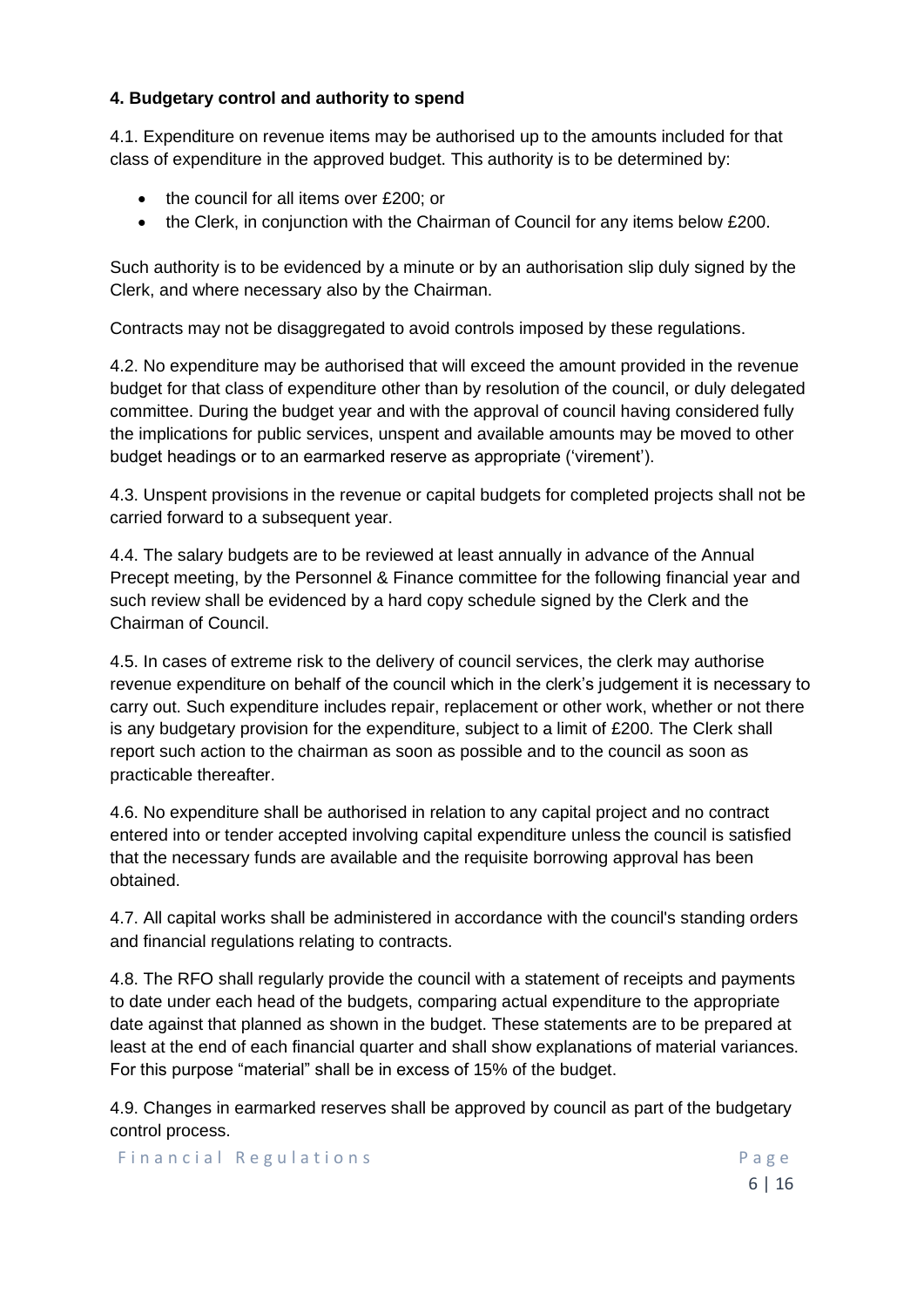#### 4. Budgetary control and authority to spend

4.1. Expenditure on revenue items may be authorised up to the amounts included for that class of expenditure in the approved budget. This authority is to be determined by:

- the council for all items over £200; or
- the Clerk, in conjunction with the Chairman of Council for any items below £200.

Such authority is to be evidenced by a minute or by an authorisation slip duly signed by the Clerk, and where necessary also by the Chairman.

Contracts may not be disaggregated to avoid controls imposed by these regulations.

4.2. No expenditure may be authorised that will exceed the amount provided in the revenue budget for that class of expenditure other than by resolution of the council, or duly delegated committee. During the budget year and with the approval of council having considered fully the implications for public services, unspent and available amounts may be moved to other budget headings or to an earmarked reserve as appropriate ('virement').

4.3. Unspent provisions in the revenue or capital budgets for completed projects shall not be carried forward to a subsequent year.

4.4. The salary budgets are to be reviewed at least annually in advance of the Annual Precept meeting, by the Personnel & Finance committee for the following financial year and such review shall be evidenced by a hard copy schedule signed by the Clerk and the Chairman of Council.

4.5. In cases of extreme risk to the delivery of council services, the clerk may authorise revenue expenditure on behalf of the council which in the clerk's judgement it is necessary to carry out. Such expenditure includes repair, replacement or other work, whether or not there is any budgetary provision for the expenditure, subject to a limit of £200. The Clerk shall report such action to the chairman as soon as possible and to the council as soon as practicable thereafter.

4.6. No expenditure shall be authorised in relation to any capital project and no contract entered into or tender accepted involving capital expenditure unless the council is satisfied that the necessary funds are available and the requisite borrowing approval has been obtained.

4.7. All capital works shall be administered in accordance with the council's standing orders and financial regulations relating to contracts.

4.8. The RFO shall regularly provide the council with a statement of receipts and payments to date under each head of the budgets, comparing actual expenditure to the appropriate date against that planned as shown in the budget. These statements are to be prepared at least at the end of each financial quarter and shall show explanations of material variances. For this purpose "material" shall be in excess of 15% of the budget.

4.9. Changes in earmarked reserves shall be approved by council as part of the budgetary control process.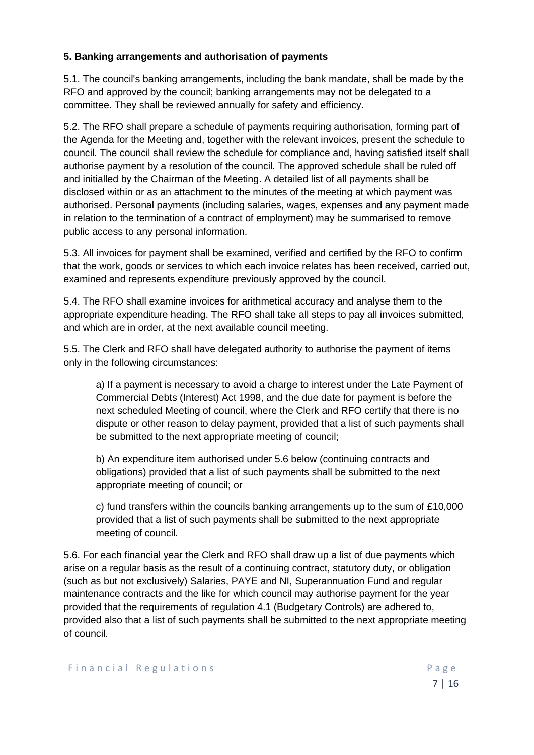**5. Banking arrangements and authorisation of payments**

5.1. The council's banking arrangements, including the bank mandate, shall be made by the RFO and approved by the council; banking arrangements may not be delegated to a committee. They shall be reviewed annually for safety and efficiency.

5.2. The RFO shall prepare a schedule of payments requiring authorisation, forming part of the Agenda for the Meeting and, together with the relevant invoices, present the schedule to council. The council shall review the schedule for compliance and, having satisfied itself shall authorise payment by a resolution of the council. The approved schedule shall be ruled off and initialled by the Chairman of the Meeting. A detailed list of all payments shall be disclosed within or as an attachment to the minutes of the meeting at which payment was authorised. Personal payments (including salaries, wages, expenses and any payment made in relation to the termination of a contract of employment) may be summarised to remove public access to any personal information.

5.3. All invoices for payment shall be examined, verified and certified by the RFO to confirm that the work, goods or services to which each invoice relates has been received, carried out, examined and represents expenditure previously approved by the council.

5.4. The RFO shall examine invoices for arithmetical accuracy and analyse them to the appropriate expenditure heading. The RFO shall take all steps to pay all invoices submitted, and which are in order, at the next available council meeting.

5.5. The Clerk and RFO shall have delegated authority to authorise the payment of items only in the following circumstances:

a) If a payment is necessary to avoid a charge to interest under the Late Payment of Commercial Debts (Interest) Act 1998, and the due date for payment is before the next scheduled Meeting of council, where the Clerk and RFO certify that there is no dispute or other reason to delay payment, provided that a list of such payments shall be submitted to the next appropriate meeting of council;

b) An expenditure item authorised under 5.6 below (continuing contracts and obligations) provided that a list of such payments shall be submitted to the next appropriate meeting of council; or

c) fund transfers within the councils banking arrangements up to the sum of £10,000 provided that a list of such payments shall be submitted to the next appropriate meeting of council.

5.6. For each financial year the Clerk and RFO shall draw up a list of due payments which arise on a regular basis as the result of a continuing contract, statutory duty, or obligation (such as but not exclusively) Salaries, PAYE and NI, Superannuation Fund and regular maintenance contracts and the like for which council may authorise payment for the year provided that the requirements of regulation 4.1 (Budgetary Controls) are adhered to, provided also that a list of such payments shall be submitted to the next appropriate meeting of council.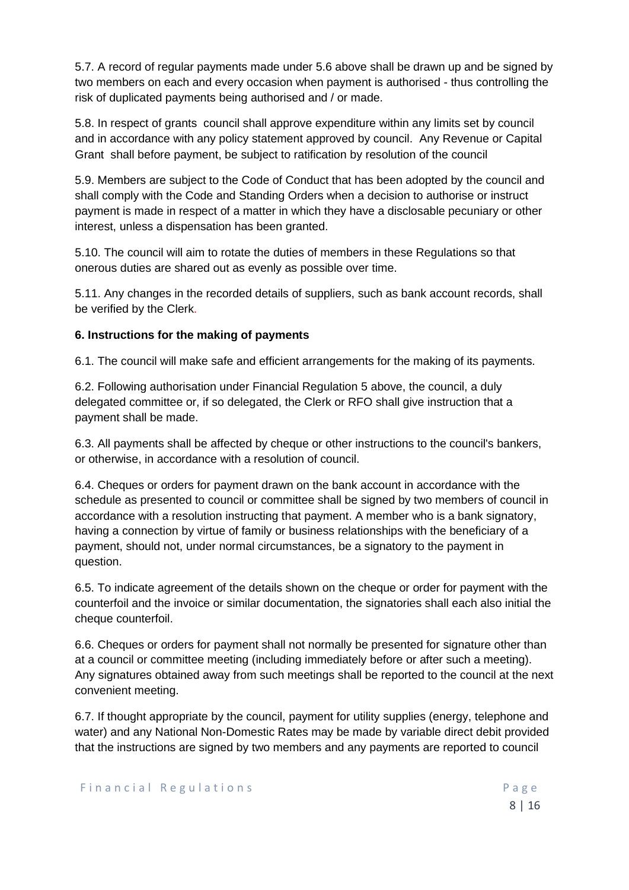5.7. A record of regular payments made under 5.6 above shall be drawn up and be signed by two members on each and every occasion when payment is authorised - thus controlling the risk of duplicated payments being authorised and / or made.

5.8. In respect of grants council shall approve expenditure within any limits set by council and in accordance with any policy statement approved by council. Any Revenue or Capital Grant shall before payment, be subject to ratification by resolution of the council

5.9. Members are subject to the Code of Conduct that has been adopted by the council and shall comply with the Code and Standing Orders when a decision to authorise or instruct payment is made in respect of a matter in which they have a disclosable pecuniary or other interest, unless a dispensation has been granted.

5.10. The council will aim to rotate the duties of members in these Regulations so that onerous duties are shared out as evenly as possible over time.

5.11. Any changes in the recorded details of suppliers, such as bank account records, shall be verified by the Clerk.

**6. Instructions for the making of payments**

6.1. The council will make safe and efficient arrangements for the making of its payments.

6.2. Following authorisation under Financial Regulation 5 above, the council, a duly delegated committee or, if so delegated, the Clerk or RFO shall give instruction that a payment shall be made.

6.3. All payments shall be affected by cheque or other instructions to the council's bankers, or otherwise, in accordance with a resolution of council.

6.4. Cheques or orders for payment drawn on the bank account in accordance with the schedule as presented to council or committee shall be signed by two members of council in accordance with a resolution instructing that payment. A member who is a bank signatory, having a connection by virtue of family or business relationships with the beneficiary of a payment, should not, under normal circumstances, be a signatory to the payment in question.

6.5. To indicate agreement of the details shown on the cheque or order for payment with the counterfoil and the invoice or similar documentation, the signatories shall each also initial the cheque counterfoil.

6.6. Cheques or orders for payment shall not normally be presented for signature other than at a council or committee meeting (including immediately before or after such a meeting). Any signatures obtained away from such meetings shall be reported to the council at the next convenient meeting.

6.7. If thought appropriate by the council, payment for utility supplies (energy, telephone and water) and any National Non-Domestic Rates may be made by variable direct debit provided that the instructions are signed by two members and any payments are reported to council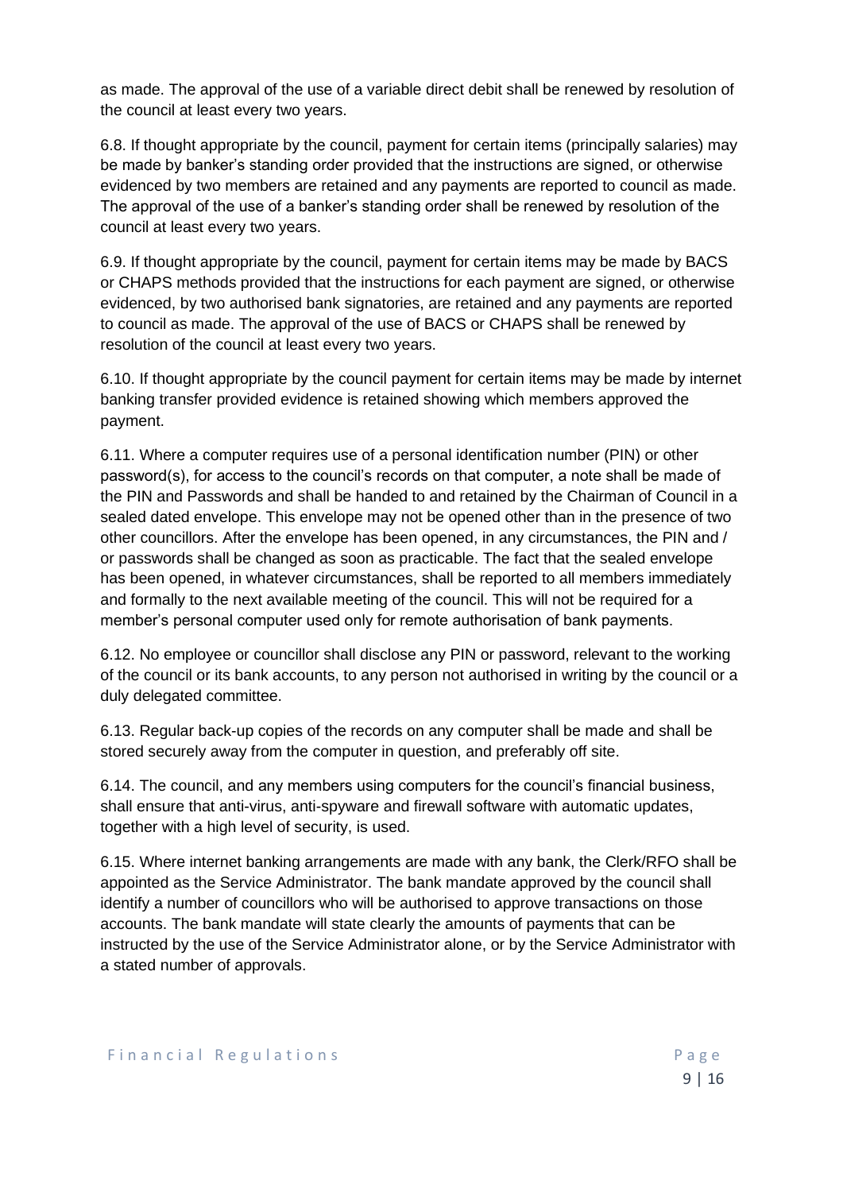as made. The approval of the use of a variable direct debit shall be renewed by resolution of the council at least every two years.

6.8. If thought appropriate by the council, payment for certain items (principally salaries) may be made by banker's standing order provided that the instructions are signed, or otherwise evidenced by two members are retained and any payments are reported to council as made. The approval of the use of a banker's standing order shall be renewed by resolution of the council at least every two years.

6.9. If thought appropriate by the council, payment for certain items may be made by BACS or CHAPS methods provided that the instructions for each payment are signed, or otherwise evidenced, by two authorised bank signatories, are retained and any payments are reported to council as made. The approval of the use of BACS or CHAPS shall be renewed by resolution of the council at least every two years.

6.10. If thought appropriate by the council payment for certain items may be made by internet banking transfer provided evidence is retained showing which members approved the payment.

6.11. Where a computer requires use of a personal identification number (PIN) or other password(s), for access to the council's records on that computer, a note shall be made of the PIN and Passwords and shall be handed to and retained by the Chairman of Council in a sealed dated envelope. This envelope may not be opened other than in the presence of two other councillors. After the envelope has been opened, in any circumstances, the PIN and / or passwords shall be changed as soon as practicable. The fact that the sealed envelope has been opened, in whatever circumstances, shall be reported to all members immediately and formally to the next available meeting of the council. This will not be required for a member's personal computer used only for remote authorisation of bank payments.

6.12. No employee or councillor shall disclose any PIN or password, relevant to the working of the council or its bank accounts, to any person not authorised in writing by the council or a duly delegated committee.

6.13. Regular back-up copies of the records on any computer shall be made and shall be stored securely away from the computer in question, and preferably off site.

6.14. The council, and any members using computers for the council's financial business, shall ensure that anti-virus, anti-spyware and firewall software with automatic updates, together with a high level of security, is used.

6.15. Where internet banking arrangements are made with any bank, the Clerk/RFO shall be appointed as the Service Administrator. The bank mandate approved by the council shall identify a number of councillors who will be authorised to approve transactions on those accounts. The bank mandate will state clearly the amounts of payments that can be instructed by the use of the Service Administrator alone, or by the Service Administrator with a stated number of approvals.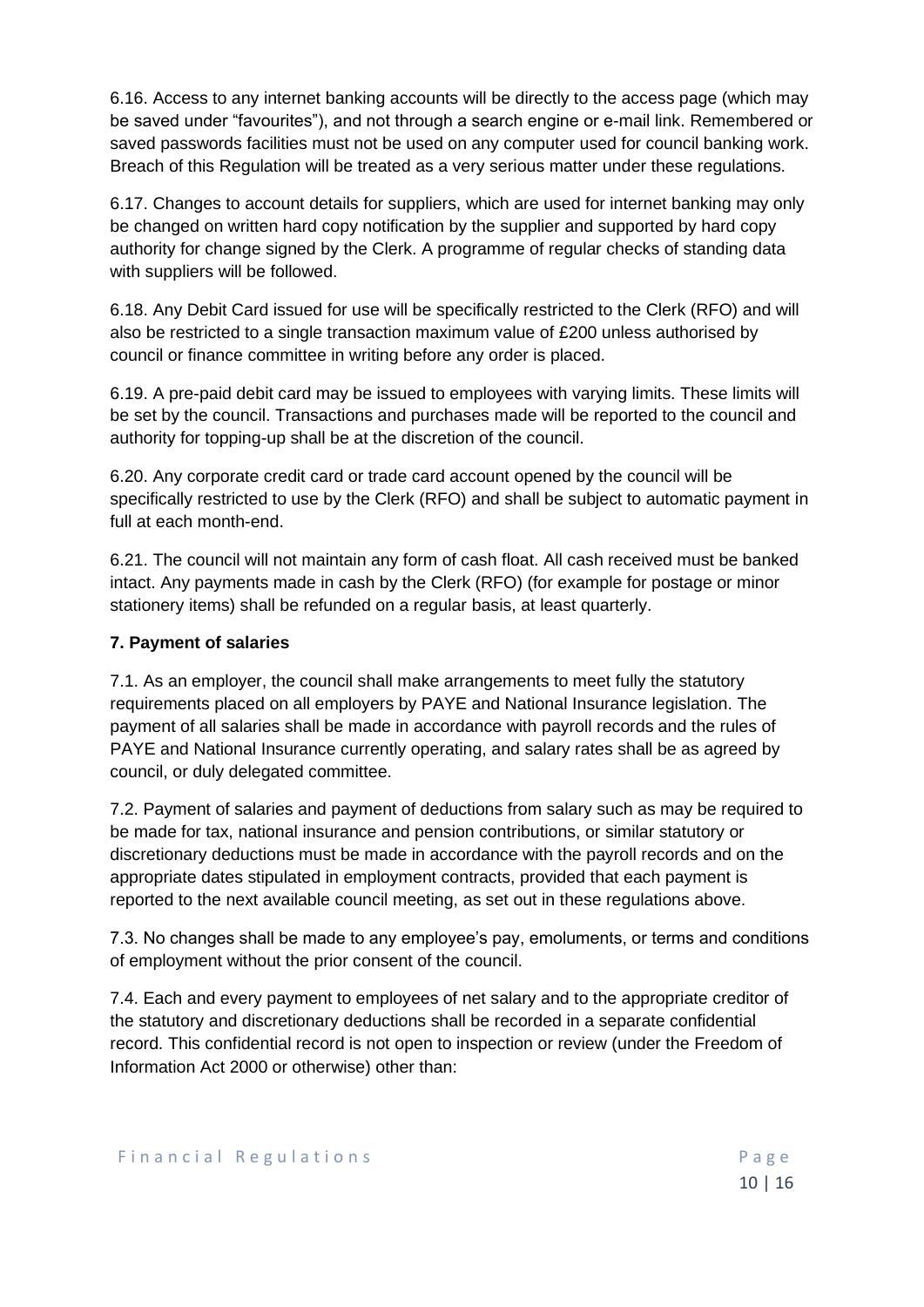6.16. Access to any internet banking accounts will be directly to the access page (which may be saved under "favourites"), and not through a search engine or e-mail link. Remembered or saved passwords facilities must not be used on any computer used for council banking work. Breach of this Regulation will be treated as a very serious matter under these regulations.

6.17. Changes to account details for suppliers, which are used for internet banking may only be changed on written hard copy notification by the supplier and supported by hard copy authority for change signed by the Clerk. A programme of regular checks of standing data with suppliers will be followed.

6.18. Any Debit Card issued for use will be specifically restricted to the Clerk (RFO) and will also be restricted to a single transaction maximum value of £200 unless authorised by council or finance committee in writing before any order is placed.

6.19. A pre-paid debit card may be issued to employees with varying limits. These limits will be set by the council. Transactions and purchases made will be reported to the council and authority for topping-up shall be at the discretion of the council.

6.20. Any corporate credit card or trade card account opened by the council will be specifically restricted to use by the Clerk (RFO) and shall be subject to automatic payment in full at each month-end.

6.21. The council will not maintain any form of cash float. All cash received must be banked intact. Any payments made in cash by the Clerk (RFO) (for example for postage or minor stationery items) shall be refunded on a regular basis, at least quarterly.

**7. Payment of salaries**

7.1. As an employer, the council shall make arrangements to meet fully the statutory requirements placed on all employers by PAYE and National Insurance legislation. The payment of all salaries shall be made in accordance with payroll records and the rules of PAYE and National Insurance currently operating, and salary rates shall be as agreed by council, or duly delegated committee.

7.2. Payment of salaries and payment of deductions from salary such as may be required to be made for tax, national insurance and pension contributions, or similar statutory or discretionary deductions must be made in accordance with the payroll records and on the appropriate dates stipulated in employment contracts, provided that each payment is reported to the next available council meeting, as set out in these regulations above.

7.3. No changes shall be made to any employee's pay, emoluments, or terms and conditions of employment without the prior consent of the council.

7.4. Each and every payment to employees of net salary and to the appropriate creditor of the statutory and discretionary deductions shall be recorded in a separate confidential record. This confidential record is not open to inspection or review (under the Freedom of Information Act 2000 or otherwise) other than: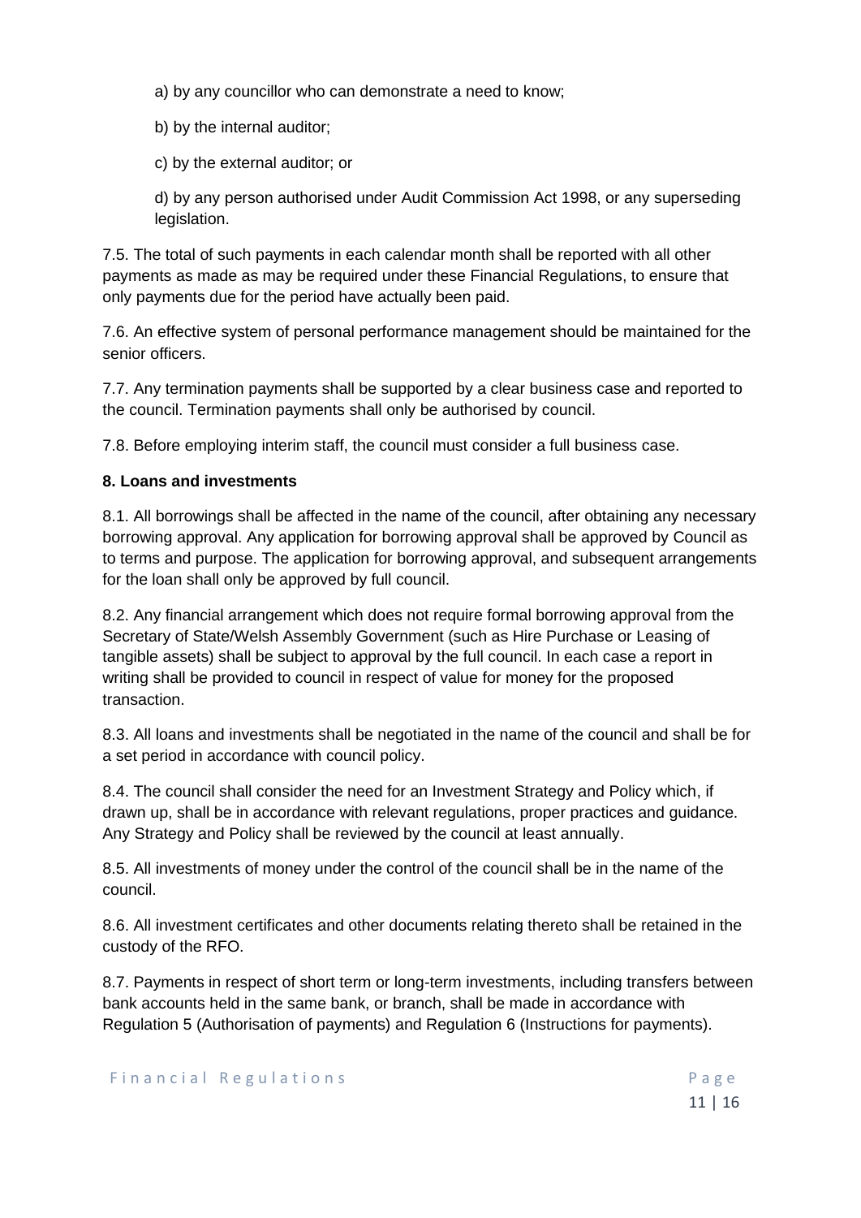a) by any councillor who can demonstrate a need to know;

b) by the internal auditor;

c) by the external auditor; or

d) by any person authorised under Audit Commission Act 1998, or any superseding legislation.

7.5. The total of such payments in each calendar month shall be reported with all other payments as made as may be required under these Financial Regulations, to ensure that only payments due for the period have actually been paid.

7.6. An effective system of personal performance management should be maintained for the senior officers.

7.7. Any termination payments shall be supported by a clear business case and reported to the council. Termination payments shall only be authorised by council.

7.8. Before employing interim staff, the council must consider a full business case.

**8. Loans and investments**

8.1. All borrowings shall be affected in the name of the council, after obtaining any necessary borrowing approval. Any application for borrowing approval shall be approved by Council as to terms and purpose. The application for borrowing approval, and subsequent arrangements for the loan shall only be approved by full council.

8.2. Any financial arrangement which does not require formal borrowing approval from the Secretary of State/Welsh Assembly Government (such as Hire Purchase or Leasing of tangible assets) shall be subject to approval by the full council. In each case a report in writing shall be provided to council in respect of value for money for the proposed transaction.

8.3. All loans and investments shall be negotiated in the name of the council and shall be for a set period in accordance with council policy.

8.4. The council shall consider the need for an Investment Strategy and Policy which, if drawn up, shall be in accordance with relevant regulations, proper practices and guidance. Any Strategy and Policy shall be reviewed by the council at least annually.

8.5. All investments of money under the control of the council shall be in the name of the council.

8.6. All investment certificates and other documents relating thereto shall be retained in the custody of the RFO.

8.7. Payments in respect of short term or long-term investments, including transfers between bank accounts held in the same bank, or branch, shall be made in accordance with Regulation 5 (Authorisation of payments) and Regulation 6 (Instructions for payments).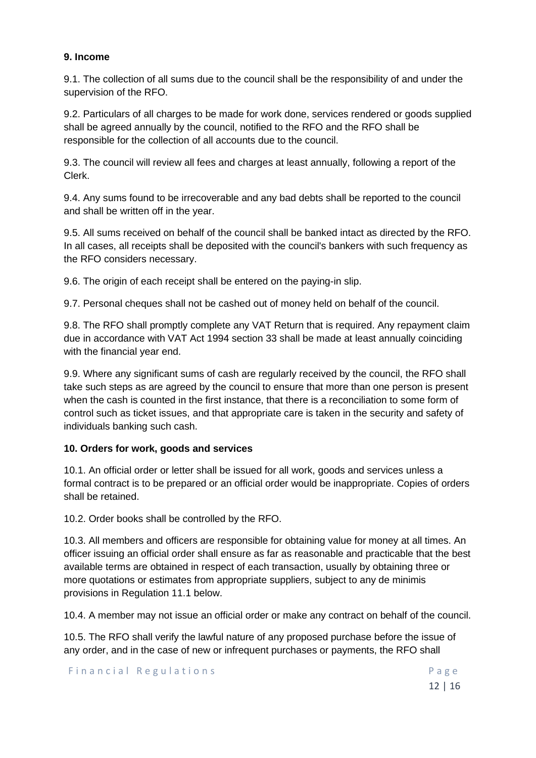**9. Income**

9.1. The collection of all sums due to the council shall be the responsibility of and under the supervision of the RFO.

9.2. Particulars of all charges to be made for work done, services rendered or goods supplied shall be agreed annually by the council, notified to the RFO and the RFO shall be responsible for the collection of all accounts due to the council.

9.3. The council will review all fees and charges at least annually, following a report of the Clerk.

9.4. Any sums found to be irrecoverable and any bad debts shall be reported to the council and shall be written off in the year.

9.5. All sums received on behalf of the council shall be banked intact as directed by the RFO. In all cases, all receipts shall be deposited with the council's bankers with such frequency as the RFO considers necessary.

9.6. The origin of each receipt shall be entered on the paying-in slip.

9.7. Personal cheques shall not be cashed out of money held on behalf of the council.

9.8. The RFO shall promptly complete any VAT Return that is required. Any repayment claim due in accordance with VAT Act 1994 section 33 shall be made at least annually coinciding with the financial year end.

9.9. Where any significant sums of cash are regularly received by the council, the RFO shall take such steps as are agreed by the council to ensure that more than one person is present when the cash is counted in the first instance, that there is a reconciliation to some form of control such as ticket issues, and that appropriate care is taken in the security and safety of individuals banking such cash.

**10. Orders for work, goods and services**

10.1. An official order or letter shall be issued for all work, goods and services unless a formal contract is to be prepared or an official order would be inappropriate. Copies of orders shall be retained.

10.2. Order books shall be controlled by the RFO.

10.3. All members and officers are responsible for obtaining value for money at all times. An officer issuing an official order shall ensure as far as reasonable and practicable that the best available terms are obtained in respect of each transaction, usually by obtaining three or more quotations or estimates from appropriate suppliers, subject to any de minimis provisions in Regulation 11.1 below.

10.4. A member may not issue an official order or make any contract on behalf of the council.

10.5. The RFO shall verify the lawful nature of any proposed purchase before the issue of any order, and in the case of new or infrequent purchases or payments, the RFO shall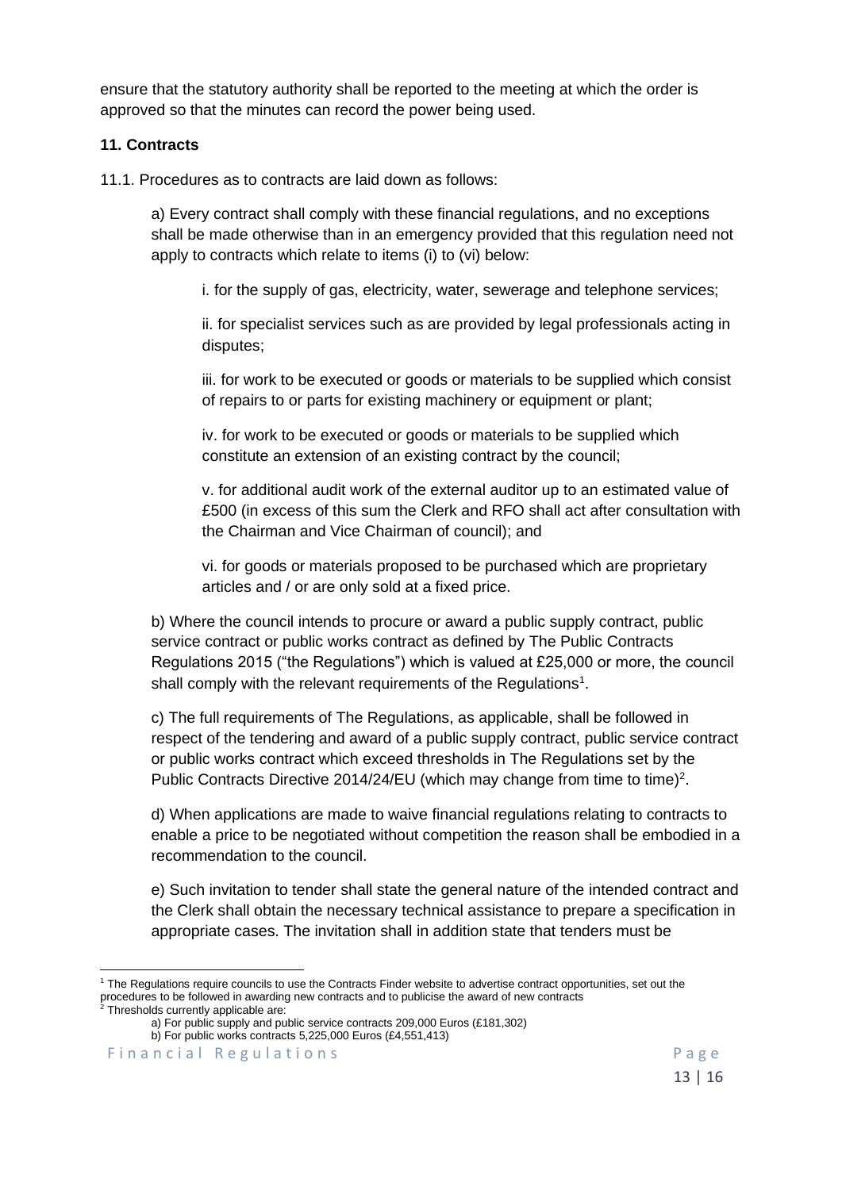ensure that the statutory authority shall be reported to the meeting at which the order is approved so that the minutes can record the power being used.

## 11. Contracts

11.1. Procedures as to contracts are laid down as follows:

a) Every contract shall comply with these financial regulations, and no exceptions shall be made otherwise than in an emergency provided that this regulation need not apply to contracts which relate to items (i) to (vi) below:

i. for the supply of gas, electricity, water, sewerage and telephone services;

ii. for specialist services such as are provided by legal professionals acting in disputes;

iii. for work to be executed or goods or materials to be supplied which consist of repairs to or parts for existing machinery or equipment or plant;

iv. for work to be executed or goods or materials to be supplied which constitute an extension of an existing contract by the council;

v. for additional audit work of the external auditor up to an estimated value of £500 (in excess of this sum the Clerk and RFO shall act after consultation with the Chairman and Vice Chairman of council); and

vi. for goods or materials proposed to be purchased which are proprietary articles and / or are only sold at a fixed price.

b) Where the council intends to procure or award a public supply contract, public service contract or public works contract as defined by The Public Contracts Regulations 2015 ("the Regulations") which is valued at £25,000 or more, the council shall comply with the relevant requirements of the Regulations[1].

c) The full requirements of The Regulations, as applicable, shall be followed in respect of the tendering and award of a public supply contract, public service contract or public works contract which exceed thresholds in The Regulations set by the Public Contracts Directive 2014/24/EU (which may change from time to time)[2].

d) When applications are made to waive financial regulations relating to contracts to enable a price to be negotiated without competition the reason shall be embodied in a recommendation to the council.

e) Such invitation to tender shall state the general nature of the intended contract and the Clerk shall obtain the necessary technical assistance to prepare a specification in appropriate cases. The invitation shall in addition state that tenders must be

---

[1] The Regulations require councils to use the Contracts Finder website to advertise contract opportunities, set out the procedures to be followed in awarding new contracts and to publicise the award of new contracts

[2] Thresholds currently applicable are:

a) For public supply and public service contracts 209,000 Euros (£181,302)

b) For public works contracts 5,225,000 Euros (£4,551,413)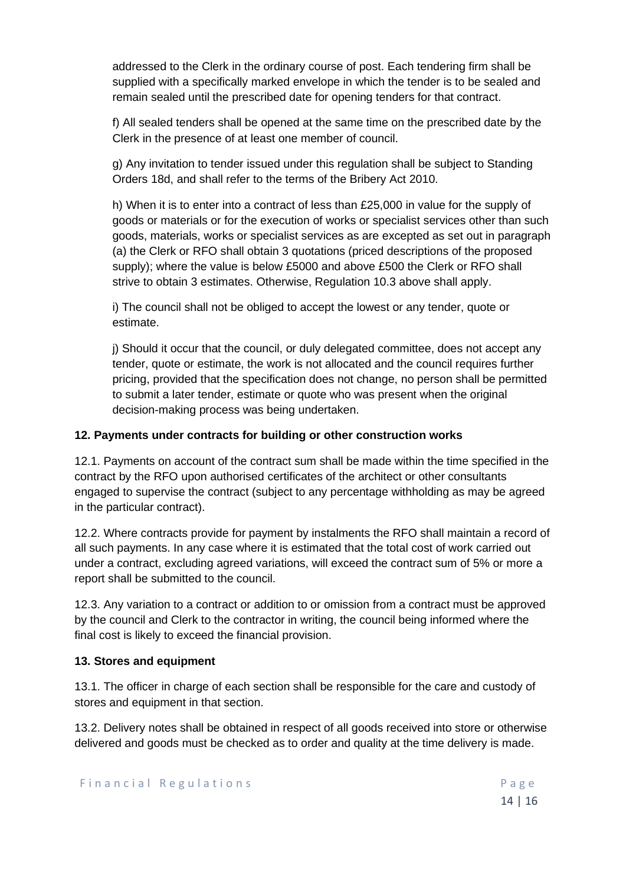addressed to the Clerk in the ordinary course of post. Each tendering firm shall be supplied with a specifically marked envelope in which the tender is to be sealed and remain sealed until the prescribed date for opening tenders for that contract.

f) All sealed tenders shall be opened at the same time on the prescribed date by the Clerk in the presence of at least one member of council.

g) Any invitation to tender issued under this regulation shall be subject to Standing Orders 18d, and shall refer to the terms of the Bribery Act 2010.

h) When it is to enter into a contract of less than £25,000 in value for the supply of goods or materials or for the execution of works or specialist services other than such goods, materials, works or specialist services as are excepted as set out in paragraph (a) the Clerk or RFO shall obtain 3 quotations (priced descriptions of the proposed supply); where the value is below £5000 and above £500 the Clerk or RFO shall strive to obtain 3 estimates. Otherwise, Regulation 10.3 above shall apply.

i) The council shall not be obliged to accept the lowest or any tender, quote or estimate.

j) Should it occur that the council, or duly delegated committee, does not accept any tender, quote or estimate, the work is not allocated and the council requires further pricing, provided that the specification does not change, no person shall be permitted to submit a later tender, estimate or quote who was present when the original decision-making process was being undertaken.

**12. Payments under contracts for building or other construction works**

12.1. Payments on account of the contract sum shall be made within the time specified in the contract by the RFO upon authorised certificates of the architect or other consultants engaged to supervise the contract (subject to any percentage withholding as may be agreed in the particular contract).

12.2. Where contracts provide for payment by instalments the RFO shall maintain a record of all such payments. In any case where it is estimated that the total cost of work carried out under a contract, excluding agreed variations, will exceed the contract sum of 5% or more a report shall be submitted to the council.

12.3. Any variation to a contract or addition to or omission from a contract must be approved by the council and Clerk to the contractor in writing, the council being informed where the final cost is likely to exceed the financial provision.

**13. Stores and equipment**

13.1. The officer in charge of each section shall be responsible for the care and custody of stores and equipment in that section.

13.2. Delivery notes shall be obtained in respect of all goods received into store or otherwise delivered and goods must be checked as to order and quality at the time delivery is made.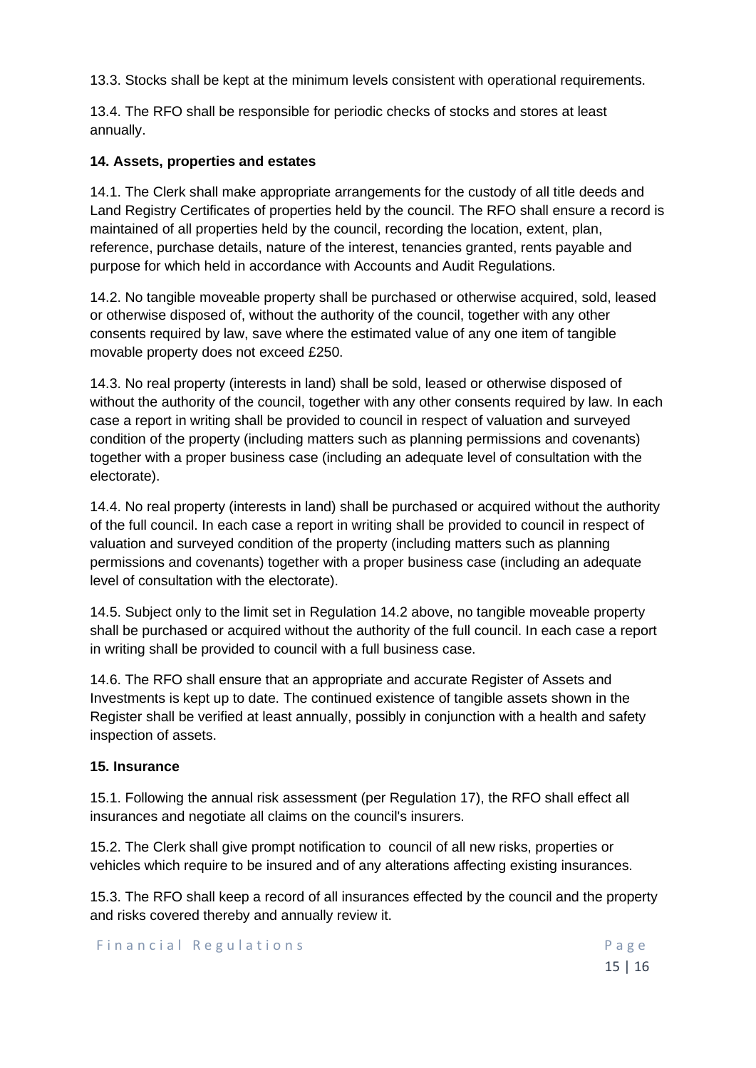13.3. Stocks shall be kept at the minimum levels consistent with operational requirements.

13.4. The RFO shall be responsible for periodic checks of stocks and stores at least annually.

**14. Assets, properties and estates**

14.1. The Clerk shall make appropriate arrangements for the custody of all title deeds and Land Registry Certificates of properties held by the council. The RFO shall ensure a record is maintained of all properties held by the council, recording the location, extent, plan, reference, purchase details, nature of the interest, tenancies granted, rents payable and purpose for which held in accordance with Accounts and Audit Regulations.

14.2. No tangible moveable property shall be purchased or otherwise acquired, sold, leased or otherwise disposed of, without the authority of the council, together with any other consents required by law, save where the estimated value of any one item of tangible movable property does not exceed £250.

14.3. No real property (interests in land) shall be sold, leased or otherwise disposed of without the authority of the council, together with any other consents required by law. In each case a report in writing shall be provided to council in respect of valuation and surveyed condition of the property (including matters such as planning permissions and covenants) together with a proper business case (including an adequate level of consultation with the electorate).

14.4. No real property (interests in land) shall be purchased or acquired without the authority of the full council. In each case a report in writing shall be provided to council in respect of valuation and surveyed condition of the property (including matters such as planning permissions and covenants) together with a proper business case (including an adequate level of consultation with the electorate).

14.5. Subject only to the limit set in Regulation 14.2 above, no tangible moveable property shall be purchased or acquired without the authority of the full council. In each case a report in writing shall be provided to council with a full business case.

14.6. The RFO shall ensure that an appropriate and accurate Register of Assets and Investments is kept up to date. The continued existence of tangible assets shown in the Register shall be verified at least annually, possibly in conjunction with a health and safety inspection of assets.

**15. Insurance**

15.1. Following the annual risk assessment (per Regulation 17), the RFO shall effect all insurances and negotiate all claims on the council's insurers.

15.2. The Clerk shall give prompt notification to council of all new risks, properties or vehicles which require to be insured and of any alterations affecting existing insurances.

15.3. The RFO shall keep a record of all insurances effected by the council and the property and risks covered thereby and annually review it.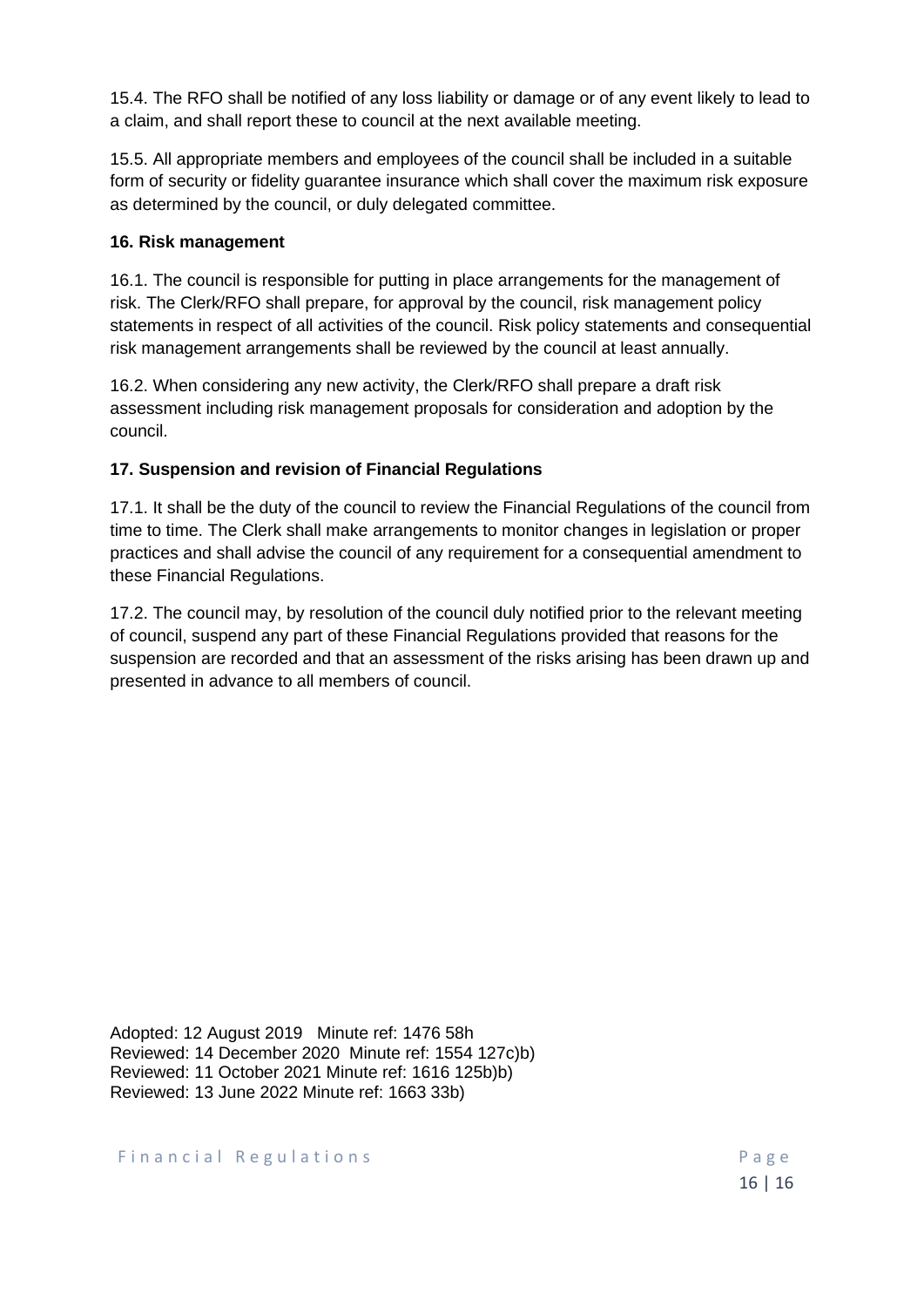15.4. The RFO shall be notified of any loss liability or damage or of any event likely to lead to a claim, and shall report these to council at the next available meeting.

15.5. All appropriate members and employees of the council shall be included in a suitable form of security or fidelity guarantee insurance which shall cover the maximum risk exposure as determined by the council, or duly delegated committee.

**16. Risk management**

16.1. The council is responsible for putting in place arrangements for the management of risk. The Clerk/RFO shall prepare, for approval by the council, risk management policy statements in respect of all activities of the council. Risk policy statements and consequential risk management arrangements shall be reviewed by the council at least annually.

16.2. When considering any new activity, the Clerk/RFO shall prepare a draft risk assessment including risk management proposals for consideration and adoption by the council.

**17. Suspension and revision of Financial Regulations**

17.1. It shall be the duty of the council to review the Financial Regulations of the council from time to time. The Clerk shall make arrangements to monitor changes in legislation or proper practices and shall advise the council of any requirement for a consequential amendment to these Financial Regulations.

17.2. The council may, by resolution of the council duly notified prior to the relevant meeting of council, suspend any part of these Financial Regulations provided that reasons for the suspension are recorded and that an assessment of the risks arising has been drawn up and presented in advance to all members of council.

Adopted: 12 August 2019 Minute ref: 1476 58h
Reviewed: 14 December 2020 Minute ref: 1554 127c)b)
Reviewed: 11 October 2021 Minute ref: 1616 125b)b)
Reviewed: 13 June 2022 Minute ref: 1663 33b)